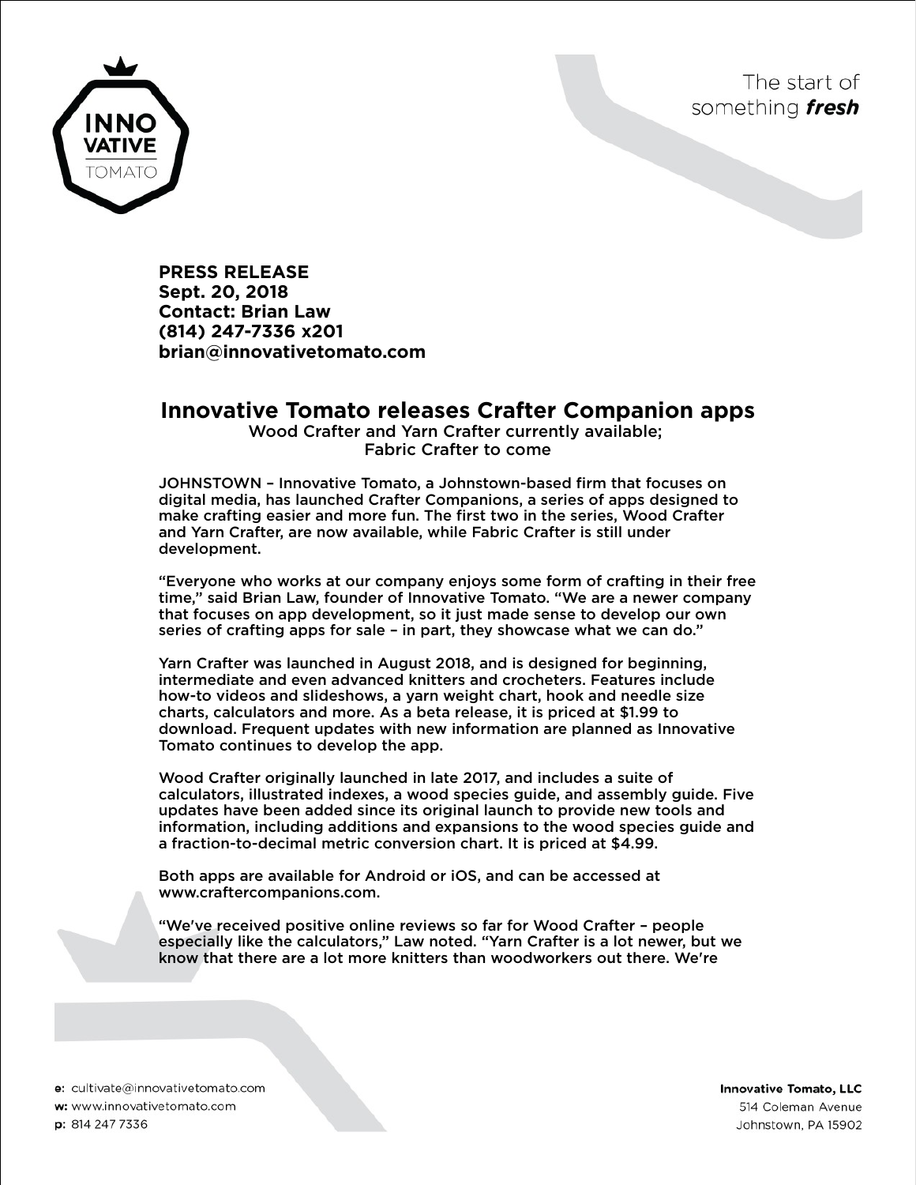The start of something ***fresh***

**PRESS RELEASE**
**Sept. 20, 2018**
**Contact: Brian Law**
**(814) 247-7336 x201**
**brian@innovativetomato.com**

# Innovative Tomato releases Crafter Companion apps

Wood Crafter and Yarn Crafter currently available;
Fabric Crafter to come

JOHNSTOWN – Innovative Tomato, a Johnstown-based firm that focuses on digital media, has launched Crafter Companions, a series of apps designed to make crafting easier and more fun. The first two in the series, Wood Crafter and Yarn Crafter, are now available, while Fabric Crafter is still under development.

"Everyone who works at our company enjoys some form of crafting in their free time," said Brian Law, founder of Innovative Tomato. "We are a newer company that focuses on app development, so it just made sense to develop our own series of crafting apps for sale – in part, they showcase what we can do."

Yarn Crafter was launched in August 2018, and is designed for beginning, intermediate and even advanced knitters and crocheters. Features include how-to videos and slideshows, a yarn weight chart, hook and needle size charts, calculators and more. As a beta release, it is priced at $1.99 to download. Frequent updates with new information are planned as Innovative Tomato continues to develop the app.

Wood Crafter originally launched in late 2017, and includes a suite of calculators, illustrated indexes, a wood species guide, and assembly guide. Five updates have been added since its original launch to provide new tools and information, including additions and expansions to the wood species guide and a fraction-to-decimal metric conversion chart. It is priced at $4.99.

Both apps are available for Android or iOS, and can be accessed at www.craftercompanions.com.

"We've received positive online reviews so far for Wood Crafter – people especially like the calculators," Law noted. "Yarn Crafter is a lot newer, but we know that there are a lot more knitters than woodworkers out there. We're

**e:** cultivate@innovativetomato.com
**w:** www.innovativetomato.com
**p:** 814 247 7336

**Innovative Tomato, LLC**
514 Coleman Avenue
Johnstown, PA 15902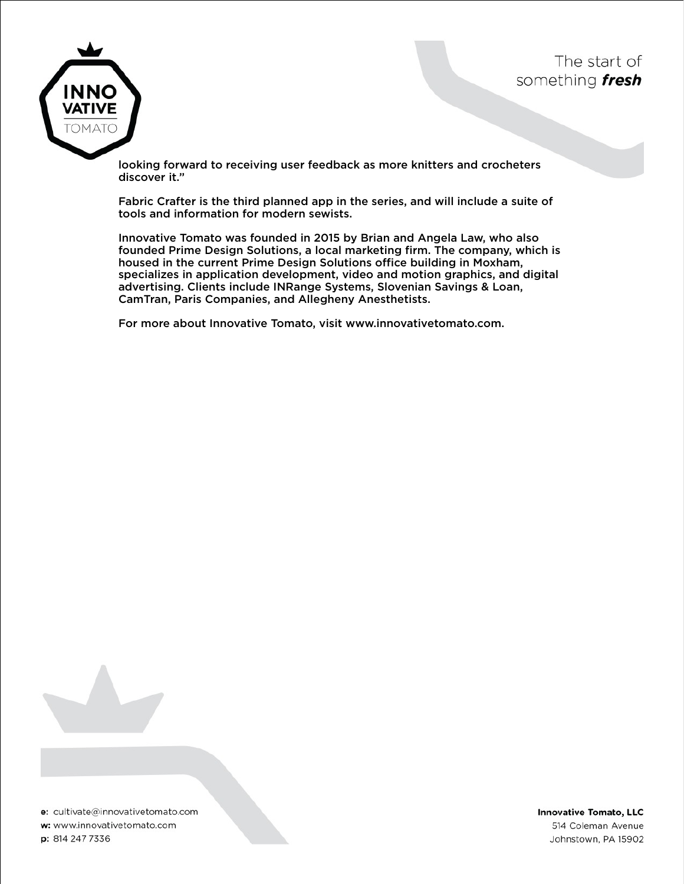looking forward to receiving user feedback as more knitters and crocheters discover it."

Fabric Crafter is the third planned app in the series, and will include a suite of tools and information for modern sewists.

Innovative Tomato was founded in 2015 by Brian and Angela Law, who also founded Prime Design Solutions, a local marketing firm. The company, which is housed in the current Prime Design Solutions office building in Moxham, specializes in application development, video and motion graphics, and digital advertising. Clients include INRange Systems, Slovenian Savings & Loan, CamTran, Paris Companies, and Allegheny Anesthetists.

For more about Innovative Tomato, visit www.innovativetomato.com.